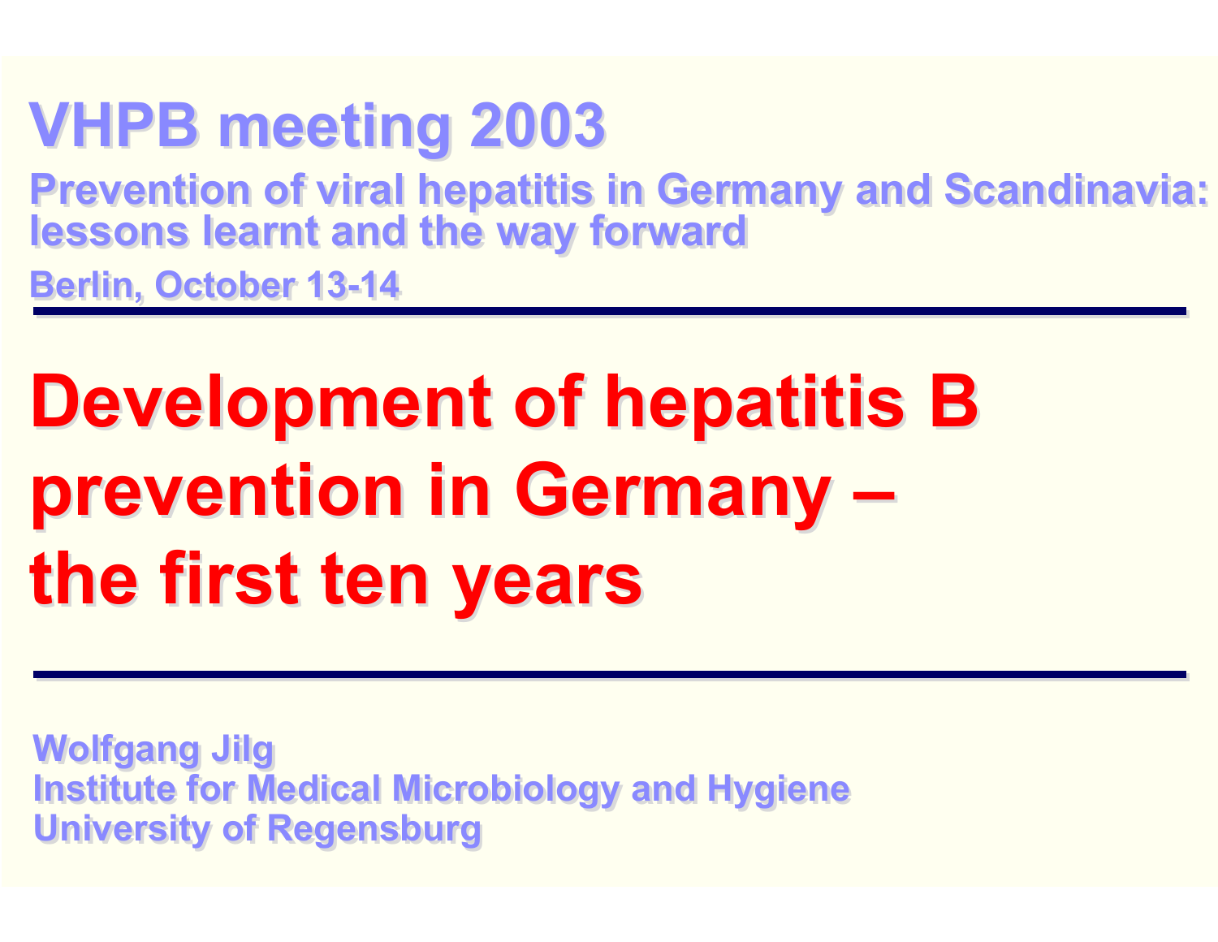## VHPB meeting 2003

**Prevention of viral hepatitis in Germany and Scandinavia: lessons learnt and the way forward**

**Berlin, October 13-14**

---

# Development of hepatitis B prevention in Germany – the first ten years

---

**Wolfgang Jilg**
**Institute for Medical Microbiology and Hygiene**
**University of Regensburg**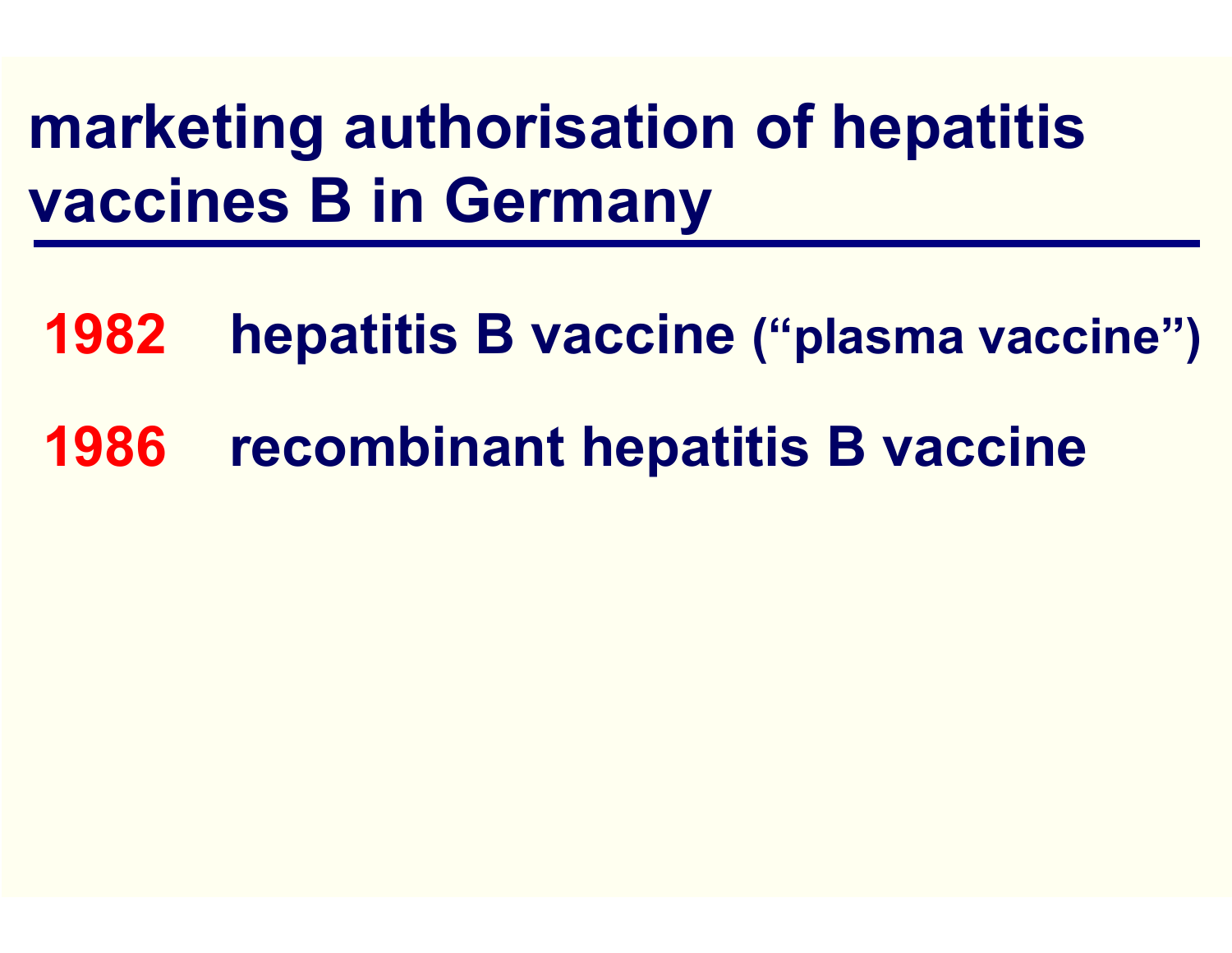# marketing authorisation of hepatitis vaccines B in Germany

**1982** hepatitis B vaccine ("plasma vaccine")

**1986** recombinant hepatitis B vaccine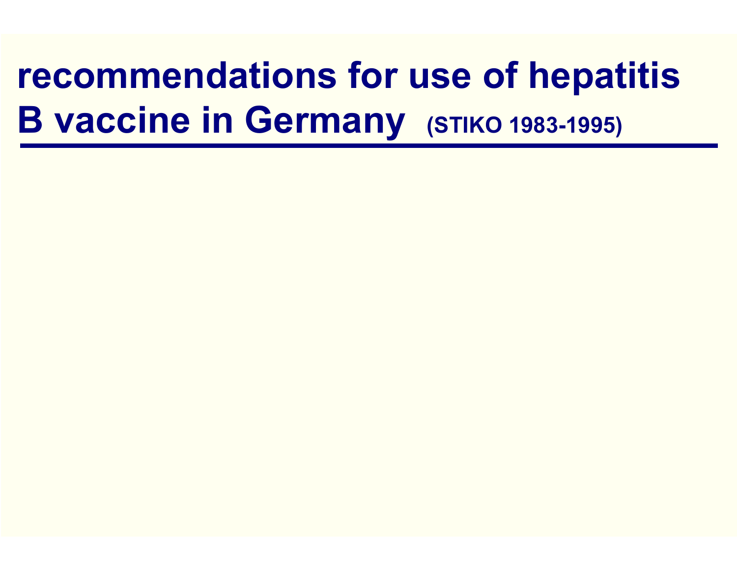# recommendations for use of hepatitis B vaccine in Germany (STIKO 1983-1995)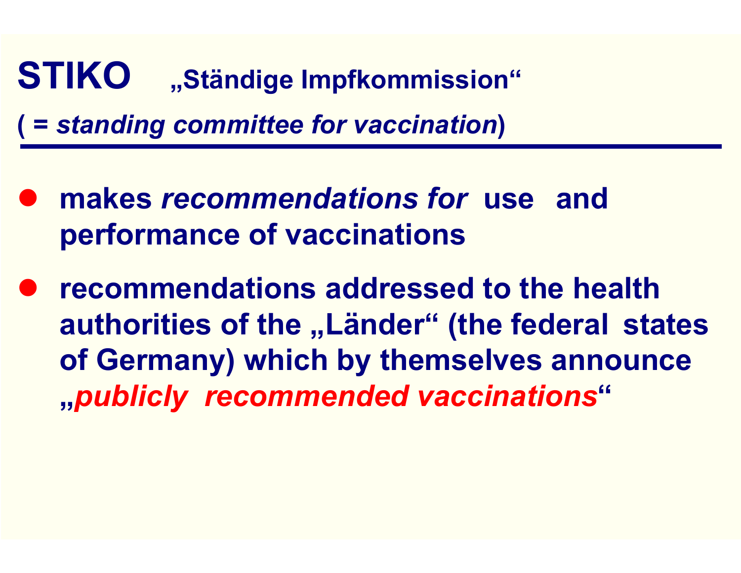# STIKO „Ständige Impfkommission“

( = *standing committee for vaccination*)

- makes *recommendations for* use and performance of vaccinations
- recommendations addressed to the health authorities of the „Länder“ (the federal states of Germany) which by themselves announce „*publicly recommended vaccinations*“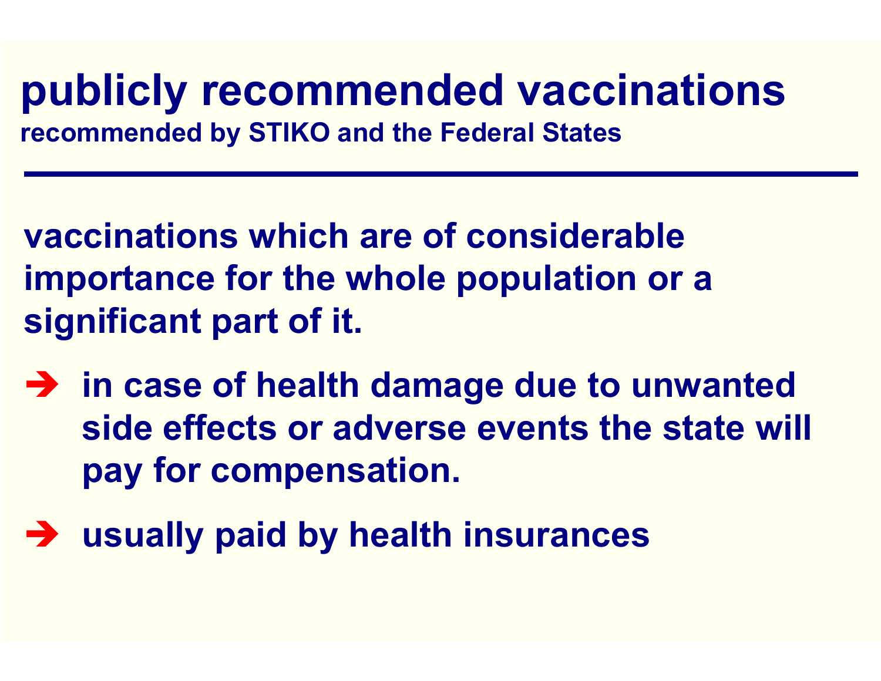# publicly recommended vaccinations

**recommended by STIKO and the Federal States**

---

**vaccinations which are of considerable importance for the whole population or a significant part of it.**

- ➔ **in case of health damage due to unwanted side effects or adverse events the state will pay for compensation.**
- ➔ **usually paid by health insurances**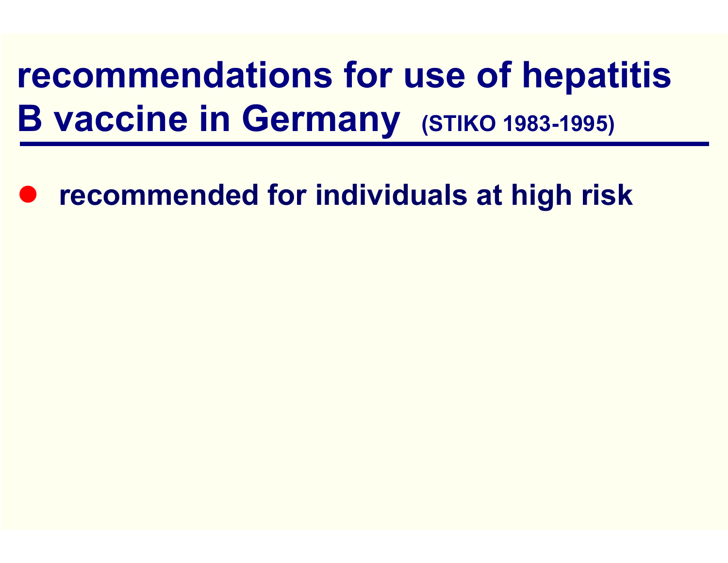# recommendations for use of hepatitis B vaccine in Germany (STIKO 1983-1995)

- recommended for individuals at high risk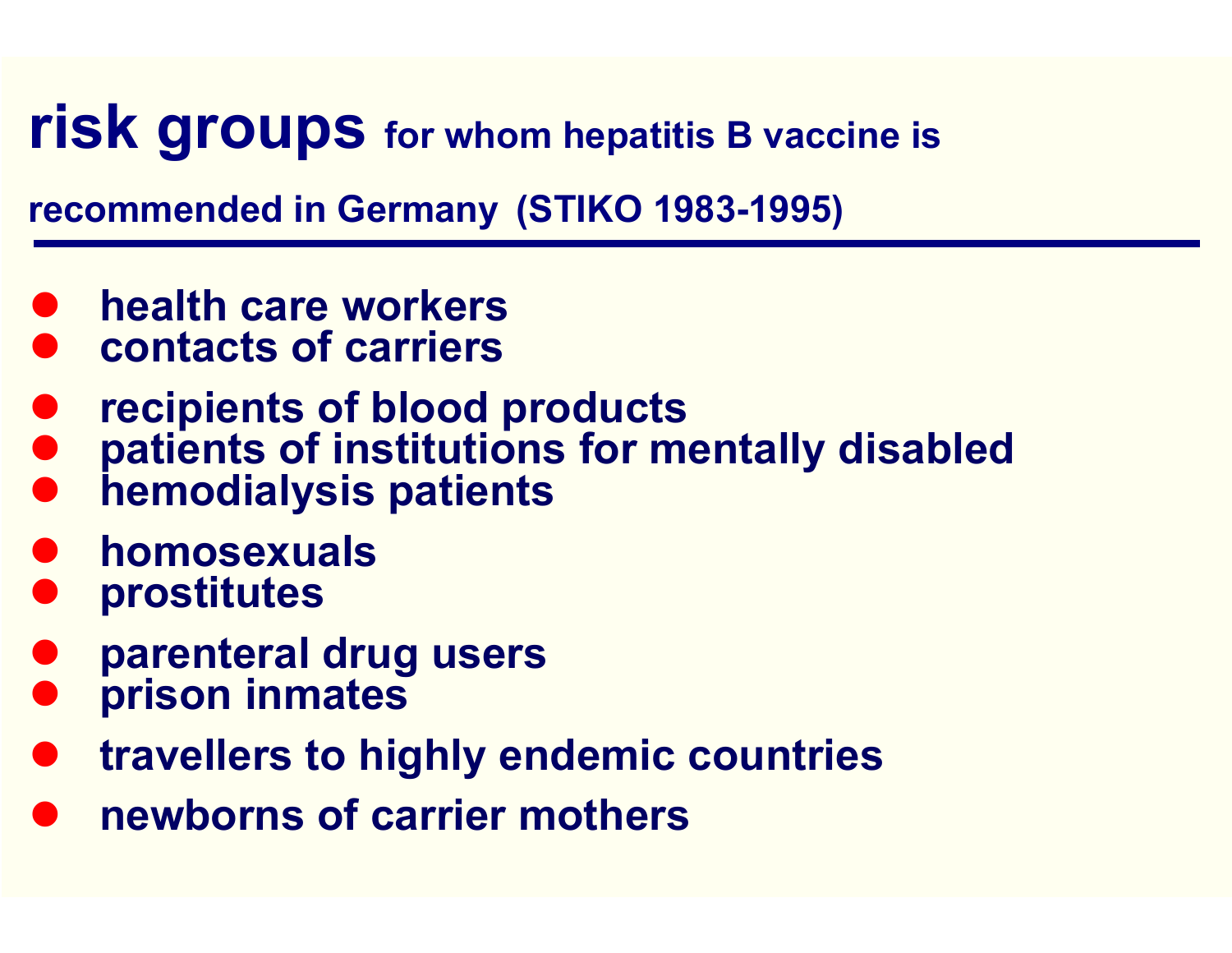# risk groups for whom hepatitis B vaccine is recommended in Germany (STIKO 1983-1995)

- health care workers
- contacts of carriers
- recipients of blood products
- patients of institutions for mentally disabled
- hemodialysis patients
- homosexuals
- prostitutes
- parenteral drug users
- prison inmates
- travellers to highly endemic countries
- newborns of carrier mothers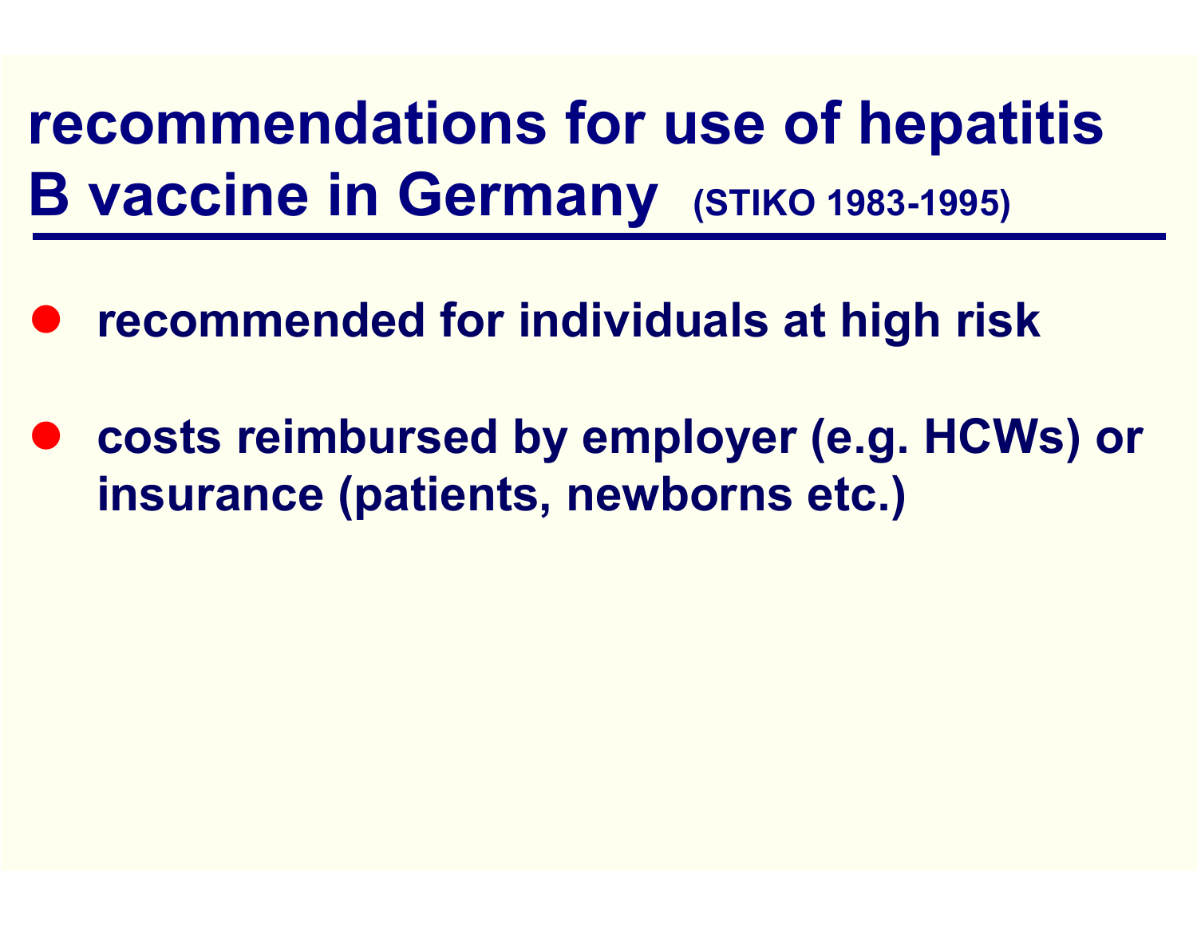# recommendations for use of hepatitis B vaccine in Germany (STIKO 1983-1995)

- recommended for individuals at high risk
- costs reimbursed by employer (e.g. HCWs) or insurance (patients, newborns etc.)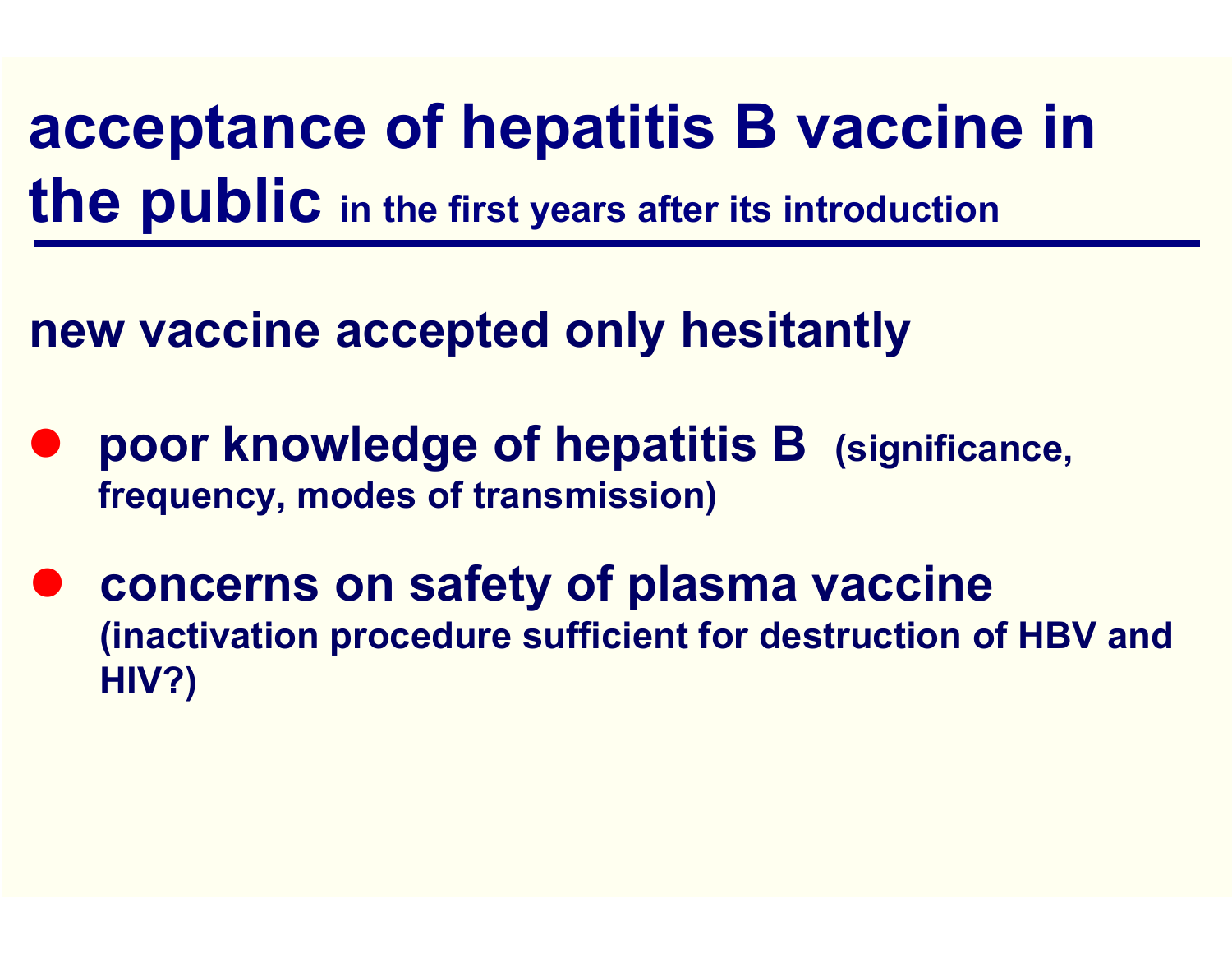# acceptance of hepatitis B vaccine in the public in the first years after its introduction

**new vaccine accepted only hesitantly**

- **poor knowledge of hepatitis B** (significance, frequency, modes of transmission)
- **concerns on safety of plasma vaccine** (inactivation procedure sufficient for destruction of HBV and HIV?)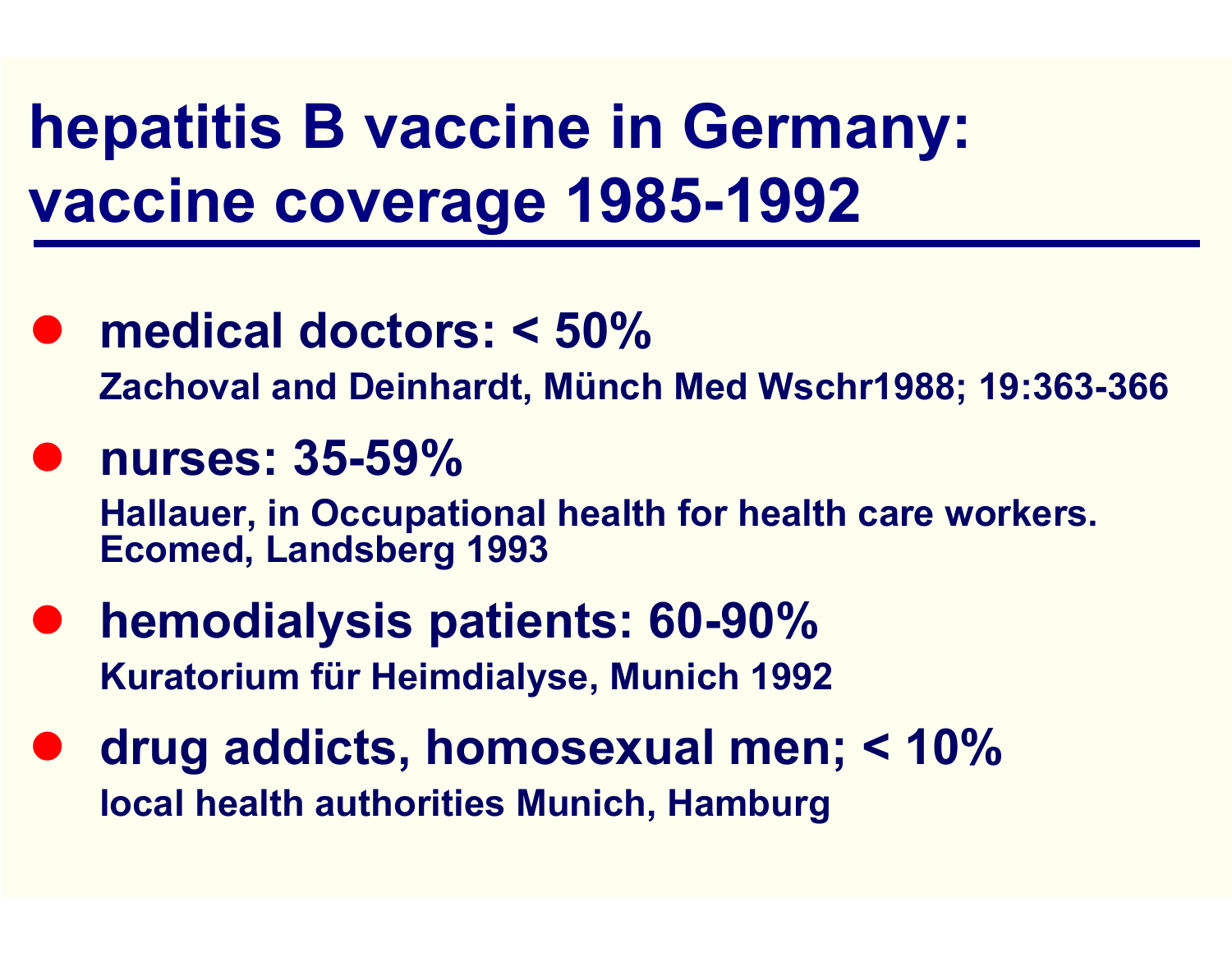# hepatitis B vaccine in Germany: vaccine coverage 1985-1992

- **medical doctors: < 50%**
  Zachoval and Deinhardt, Münch Med Wschr1988; 19:363-366
- **nurses: 35-59%**
  Hallauer, in Occupational health for health care workers. Ecomed, Landsberg 1993
- **hemodialysis patients: 60-90%**
  Kuratorium für Heimdialyse, Munich 1992
- **drug addicts, homosexual men; < 10%**
  local health authorities Munich, Hamburg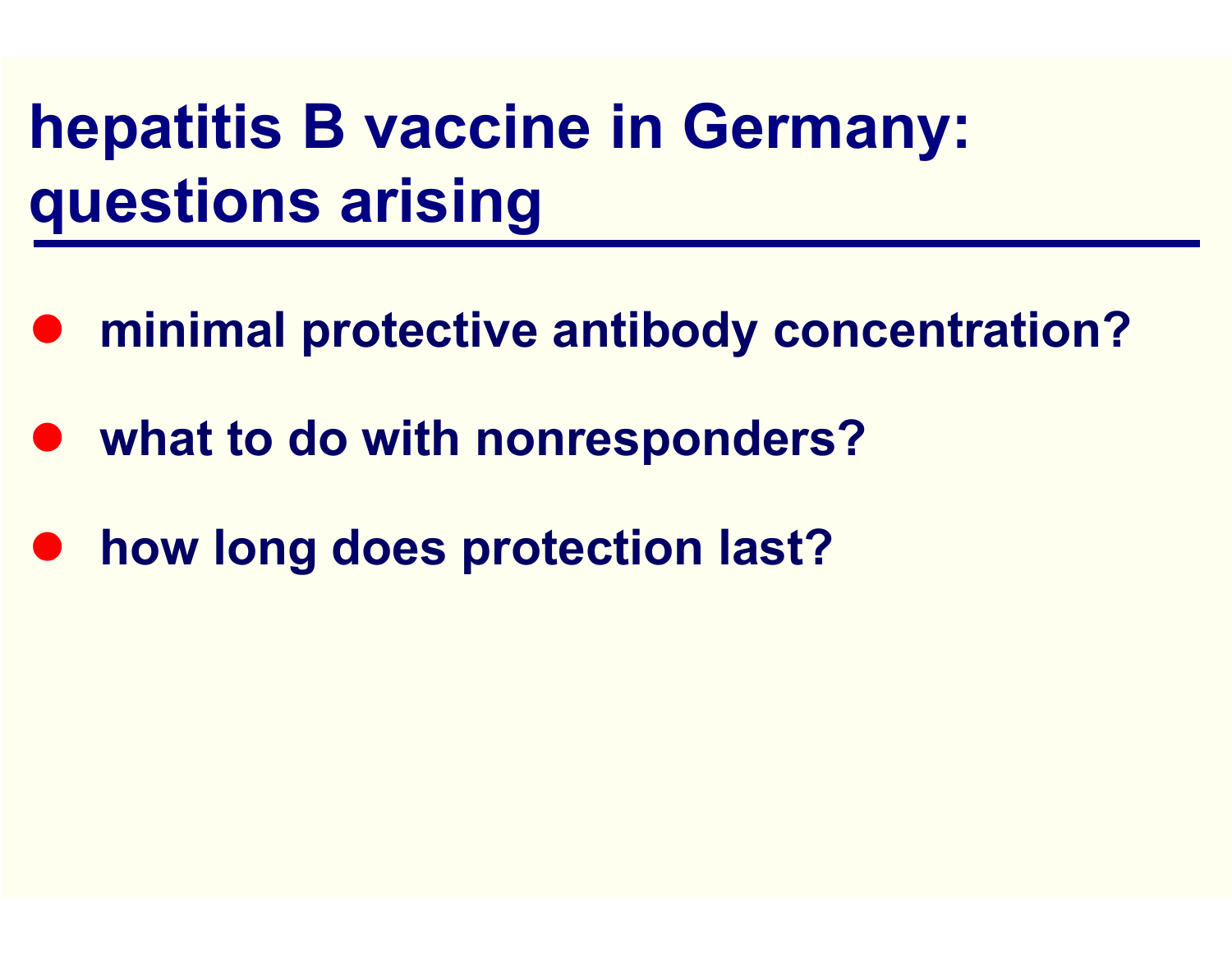# hepatitis B vaccine in Germany: questions arising

- minimal protective antibody concentration?
- what to do with nonresponders?
- how long does protection last?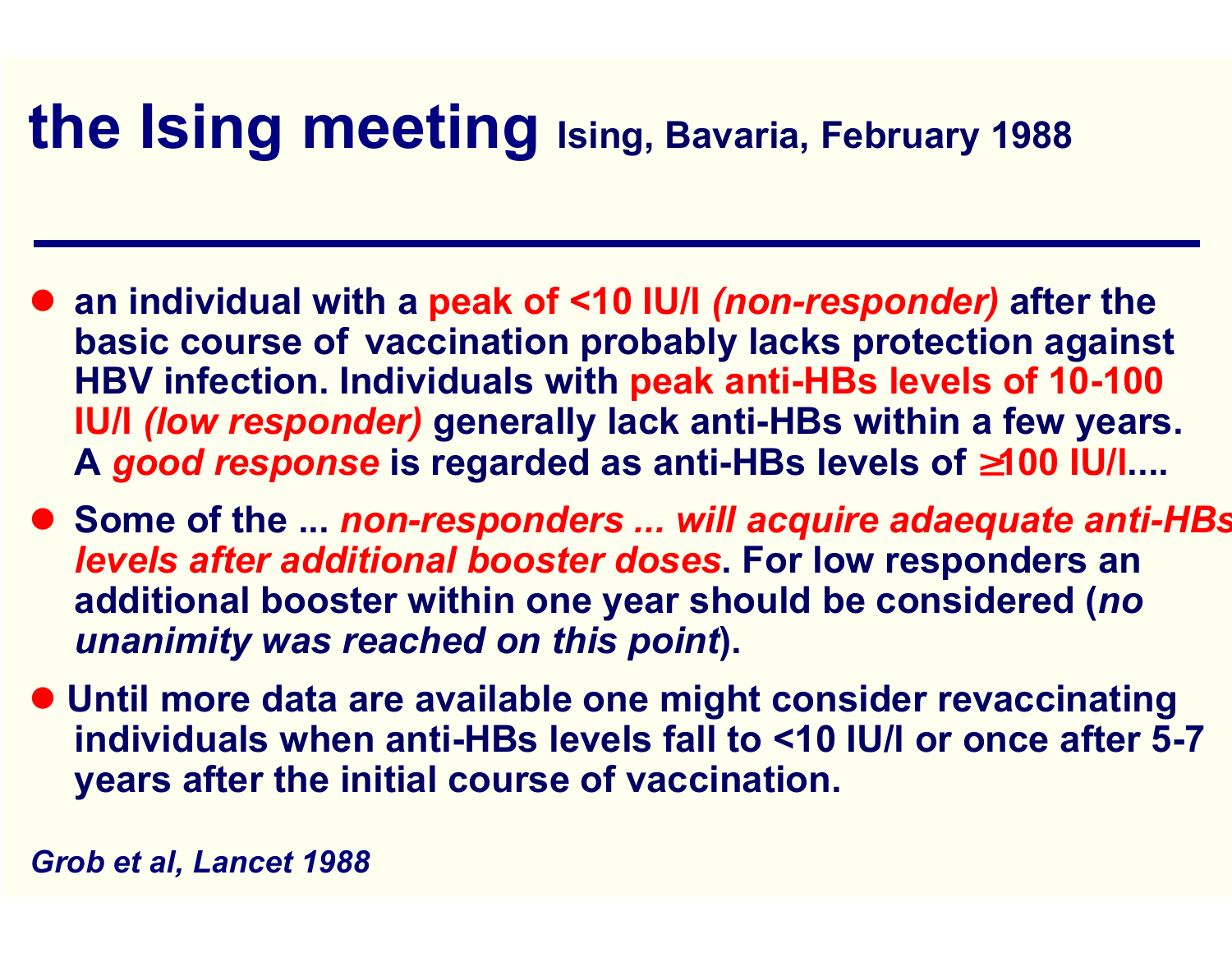# the Ising meeting Ising, Bavaria, February 1988

- an individual with a peak of <10 IU/l *(non-responder)* after the basic course of vaccination probably lacks protection against HBV infection. Individuals with peak anti-HBs levels of 10-100 IU/l *(low responder)* generally lack anti-HBs within a few years. A *good response* is regarded as anti-HBs levels of ≥100 IU/l....
- Some of the ... *non-responders ... will acquire adaequate anti-HBs levels after additional booster doses*. For low responders an additional booster within one year should be considered (*no unanimity was reached on this point*).
- Until more data are available one might consider revaccinating individuals when anti-HBs levels fall to <10 IU/l or once after 5-7 years after the initial course of vaccination.

*Grob et al, Lancet 1988*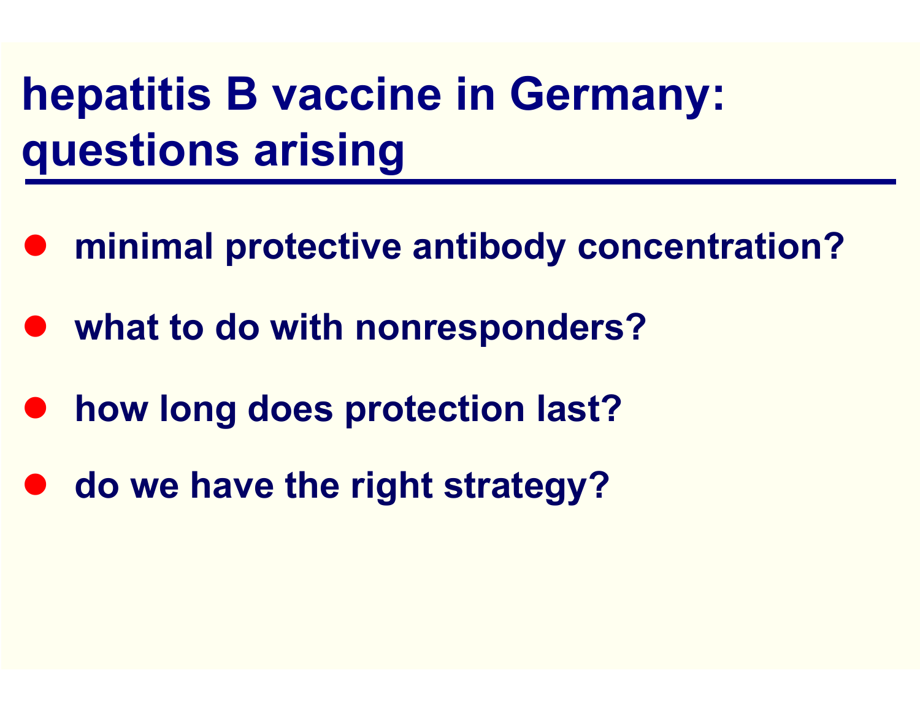# hepatitis B vaccine in Germany: questions arising

- minimal protective antibody concentration?
- what to do with nonresponders?
- how long does protection last?
- do we have the right strategy?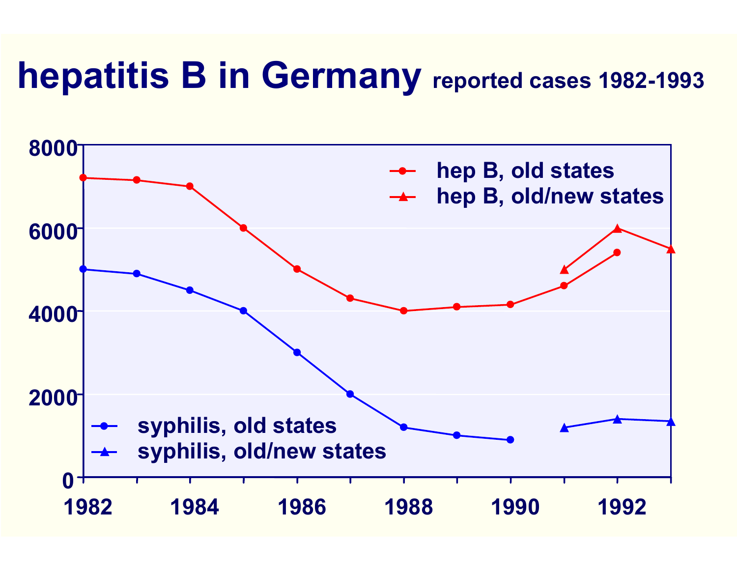# hepatitis B in Germany reported cases 1982-1993

8000

6000

4000

2000

0

1982 1984 1986 1988 1990 1992

hep B, old states

hep B, old/new states

syphilis, old states

syphilis, old/new states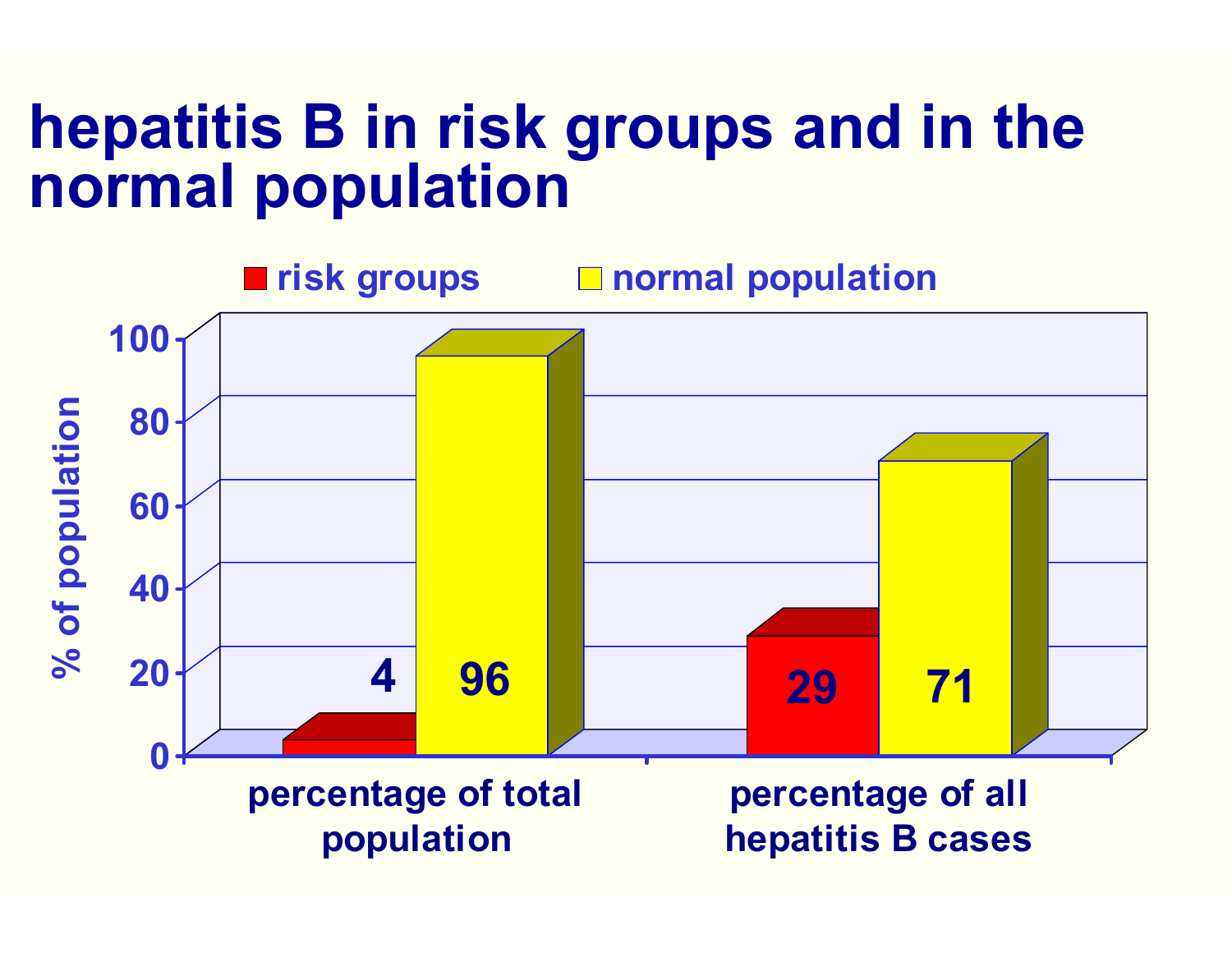# hepatitis B in risk groups and in the normal population

| | risk groups | normal population |
|---|---|---|
| percentage of total population | 4 | 96 |
| percentage of all hepatitis B cases | 29 | 71 |

% of population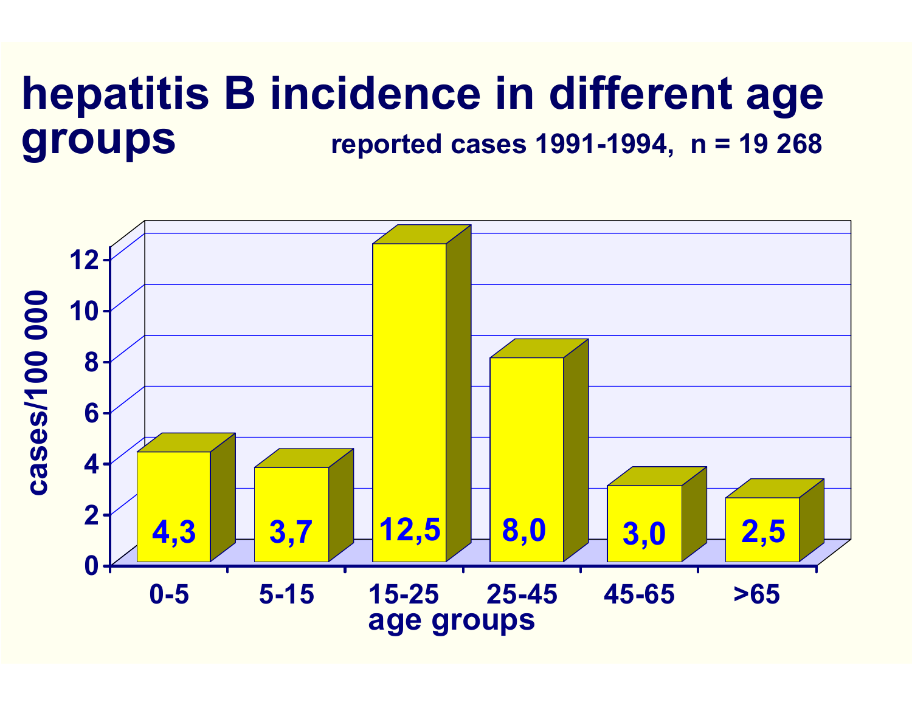# hepatitis B incidence in different age groups

reported cases 1991-1994, n = 19 268

| age groups | cases/100 000 |
| --- | --- |
| 0-5 | 4,3 |
| 5-15 | 3,7 |
| 15-25 | 12,5 |
| 25-45 | 8,0 |
| 45-65 | 3,0 |
| >65 | 2,5 |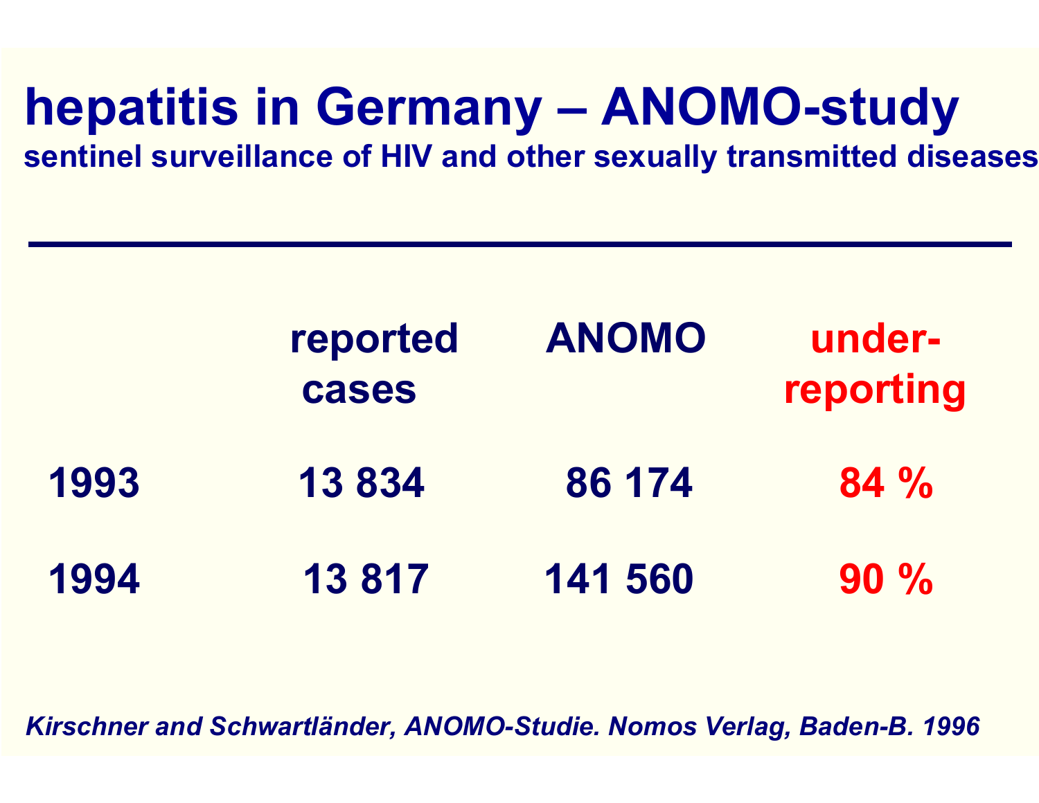# hepatitis in Germany – ANOMO-study

**sentinel surveillance of HIV and other sexually transmitted diseases**

|  | reported cases | ANOMO | under-reporting |
| --- | --- | --- | --- |
| 1993 | 13 834 | 86 174 | 84 % |
| 1994 | 13 817 | 141 560 | 90 % |

*Kirschner and Schwartländer, ANOMO-Studie. Nomos Verlag, Baden-B. 1996*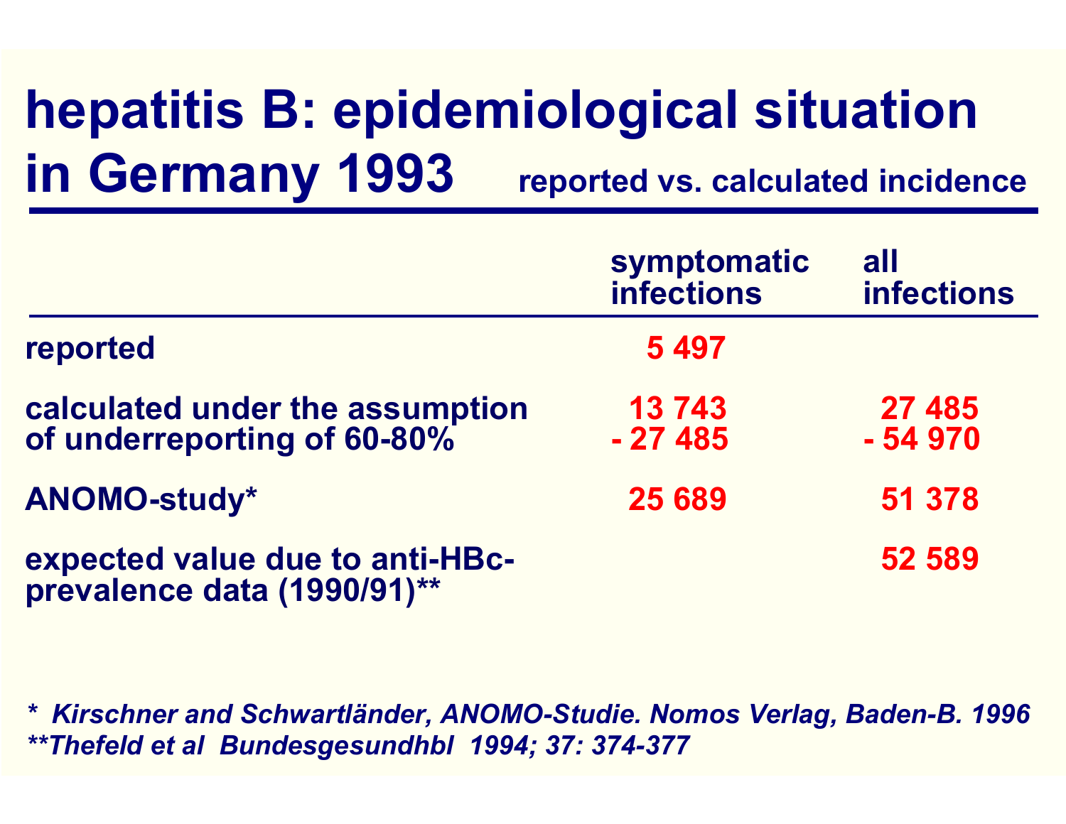# hepatitis B: epidemiological situation in Germany 1993

**reported vs. calculated incidence**

| | symptomatic infections | all infections |
|---|---|---|
| reported | 5 497 | |
| calculated under the assumption of underreporting of 60-80% | 13 743 - 27 485 | 27 485 - 54 970 |
| ANOMO-study* | 25 689 | 51 378 |
| expected value due to anti-HBc-prevalence data (1990/91)** | | 52 589 |

*\* Kirschner and Schwartländer, ANOMO-Studie. Nomos Verlag, Baden-B. 1996*

*\*\*Thefeld et al Bundesgesundhbl 1994; 37: 374-377*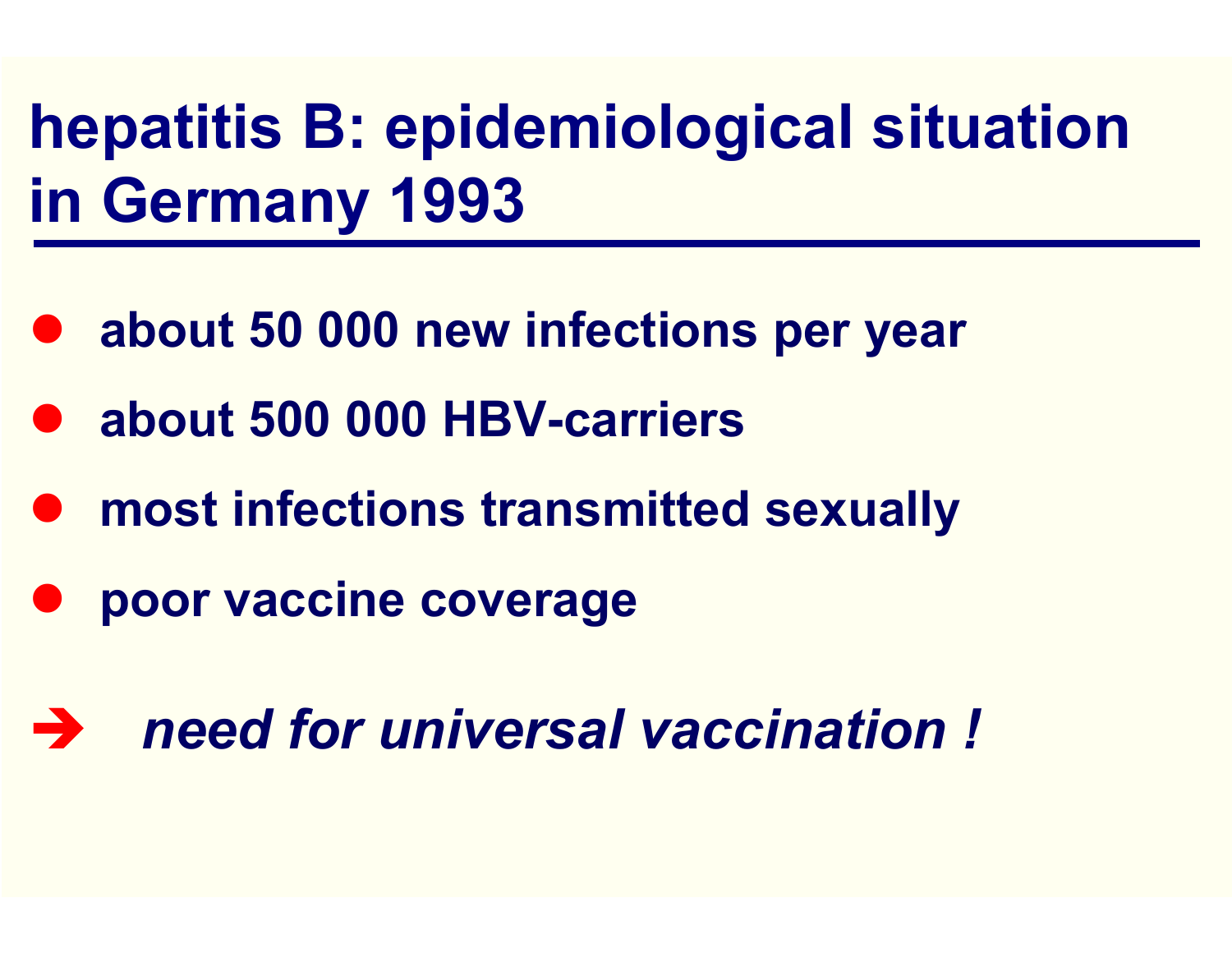# hepatitis B: epidemiological situation in Germany 1993

- **about 50 000 new infections per year**
- **about 500 000 HBV-carriers**
- **most infections transmitted sexually**
- **poor vaccine coverage**

➔ ***need for universal vaccination !***